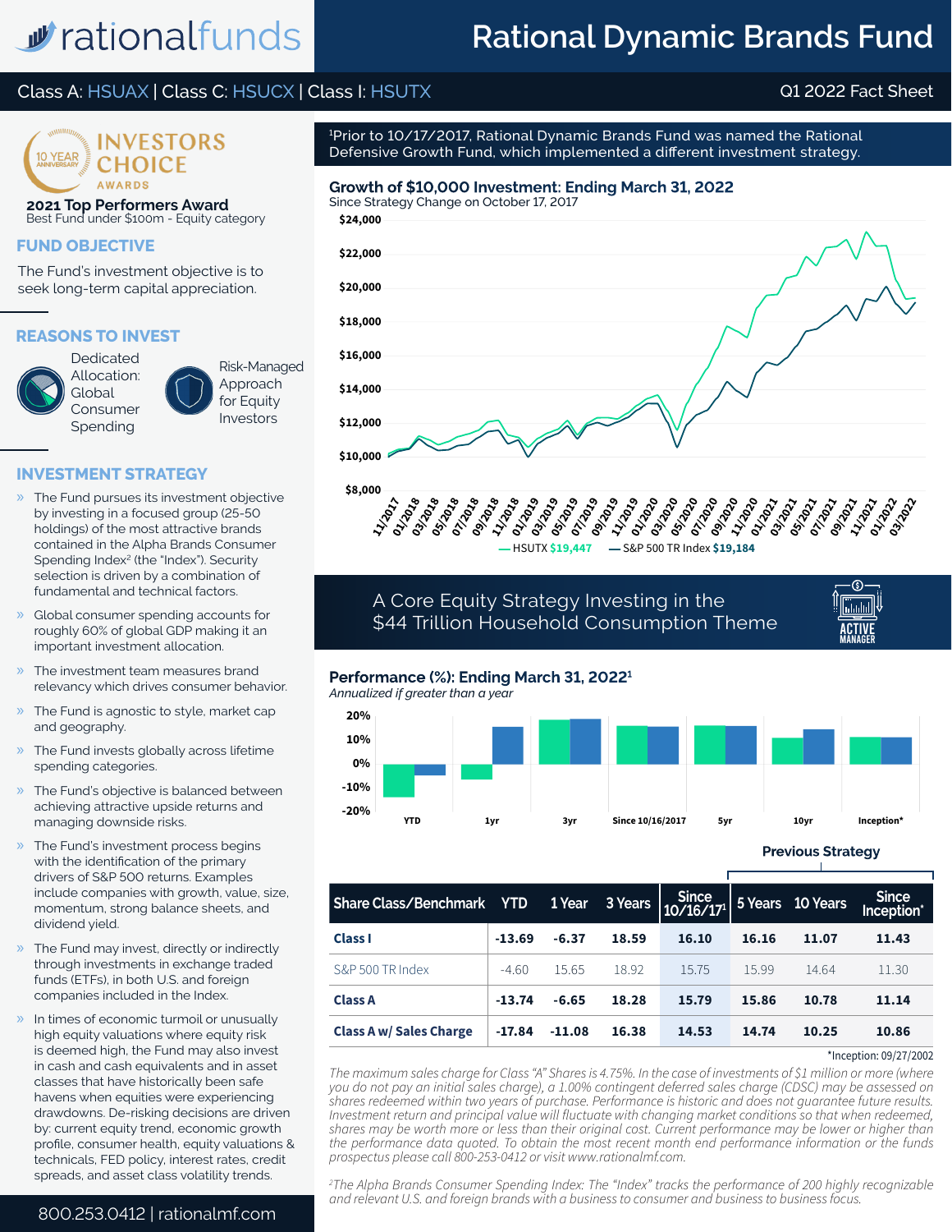# Rational Dynamic Brands Fund

Class A: HSUAX | Class C: HSUCX | Class I: HSUTX

Q1 2022 Fact Sheet

INVESTORS CHOICE AWARDS — 10 YEAR ANNIVERSARY

**2021 Top Performers Award**
Best Fund under $100m - Equity category

## FUND OBJECTIVE

The Fund's investment objective is to seek long-term capital appreciation.

## REASONS TO INVEST

- Dedicated Allocation: Global Consumer Spending
- Risk-Managed Approach for Equity Investors

## INVESTMENT STRATEGY

- The Fund pursues its investment objective by investing in a focused group (25-50 holdings) of the most attractive brands contained in the Alpha Brands Consumer Spending Index[2] (the "Index"). Security selection is driven by a combination of fundamental and technical factors.
- Global consumer spending accounts for roughly 60% of global GDP making it an important investment allocation.
- The investment team measures brand relevancy which drives consumer behavior.
- The Fund is agnostic to style, market cap and geography.
- The Fund invests globally across lifetime spending categories.
- The Fund's objective is balanced between achieving attractive upside returns and managing downside risks.
- The Fund's investment process begins with the identification of the primary drivers of S&P 500 returns. Examples include companies with growth, value, size, momentum, strong balance sheets, and dividend yield.
- The Fund may invest, directly or indirectly through investments in exchange traded funds (ETFs), in both U.S. and foreign companies included in the Index.
- In times of economic turmoil or unusually high equity valuations where equity risk is deemed high, the Fund may also invest in cash and cash equivalents and in asset classes that have historically been safe havens when equities were experiencing drawdowns. De-risking decisions are driven by: current equity trend, economic growth profile, consumer health, equity valuations & technicals, FED policy, interest rates, credit spreads, and asset class volatility trends.

800.253.0412 | rationalmf.com

[1]Prior to 10/17/2017, Rational Dynamic Brands Fund was named the Rational Defensive Growth Fund, which implemented a different investment strategy.

## Growth of $10,000 Investment: Ending March 31, 2022

Since Strategy Change on October 17, 2017

— HSUTX **$19,447** — S&P 500 TR Index **$19,184**

## A Core Equity Strategy Investing in the $44 Trillion Household Consumption Theme

ACTIVE MANAGER

## Performance (%): Ending March 31, 2022[1]

*Annualized if greater than a year*

| Share Class/Benchmark | YTD | 1 Year | 3 Years | Since 10/16/17[1] | 5 Years | 10 Years | Since Inception* |
|---|---|---|---|---|---|---|---|
| | | | | | Previous Strategy | | |
| **Class I** | **-13.69** | **-6.37** | **18.59** | **16.10** | **16.16** | **11.07** | **11.43** |
| S&P 500 TR Index | -4.60 | 15.65 | 18.92 | 15.75 | 15.99 | 14.64 | 11.30 |
| **Class A** | **-13.74** | **-6.65** | **18.28** | **15.79** | **15.86** | **10.78** | **11.14** |
| **Class A w/ Sales Charge** | **-17.84** | **-11.08** | **16.38** | **14.53** | **14.74** | **10.25** | **10.86** |

*Inception: 09/27/2002

*The maximum sales charge for Class "A" Shares is 4.75%. In the case of investments of $1 million or more (where you do not pay an initial sales charge), a 1.00% contingent deferred sales charge (CDSC) may be assessed on shares redeemed within two years of purchase. Performance is historic and does not guarantee future results. Investment return and principal value will fluctuate with changing market conditions so that when redeemed, shares may be worth more or less than their original cost. Current performance may be lower or higher than the performance data quoted. To obtain the most recent month end performance information or the funds prospectus please call 800-253-0412 or visit www.rationalmf.com.*

*[2]The Alpha Brands Consumer Spending Index: The "Index" tracks the performance of 200 highly recognizable and relevant U.S. and foreign brands with a business to consumer and business to business focus.*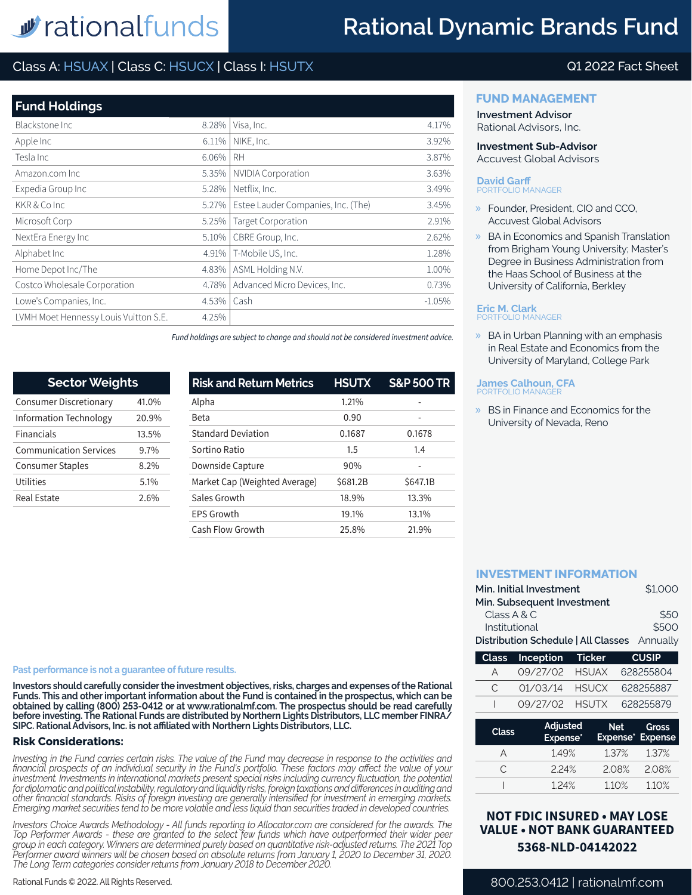# Rational Dynamic Brands Fund

Class A: HSUAX | Class C: HSUCX | Class I: HSUTX

Q1 2022 Fact Sheet

## Fund Holdings

| | | | |
|---|---|---|---|
| Blackstone Inc | 8.28% | Visa, Inc. | 4.17% |
| Apple Inc | 6.11% | NIKE, Inc. | 3.92% |
| Tesla Inc | 6.06% | RH | 3.87% |
| Amazon.com Inc | 5.35% | NVIDIA Corporation | 3.63% |
| Expedia Group Inc | 5.28% | Netflix, Inc. | 3.49% |
| KKR & Co Inc | 5.27% | Estee Lauder Companies, Inc. (The) | 3.45% |
| Microsoft Corp | 5.25% | Target Corporation | 2.91% |
| NextEra Energy Inc | 5.10% | CBRE Group, Inc. | 2.62% |
| Alphabet Inc | 4.91% | T-Mobile US, Inc. | 1.28% |
| Home Depot Inc/The | 4.83% | ASML Holding N.V. | 1.00% |
| Costco Wholesale Corporation | 4.78% | Advanced Micro Devices, Inc. | 0.73% |
| Lowe's Companies, Inc. | 4.53% | Cash | -1.05% |
| LVMH Moet Hennessy Louis Vuitton S.E. | 4.25% | | |

*Fund holdings are subject to change and should not be considered investment advice.*

## Sector Weights

| | |
|---|---|
| Consumer Discretionary | 41.0% |
| Information Technology | 20.9% |
| Financials | 13.5% |
| Communication Services | 9.7% |
| Consumer Staples | 8.2% |
| Utilities | 5.1% |
| Real Estate | 2.6% |

| Risk and Return Metrics | HSUTX | S&P 500 TR |
|---|---|---|
| Alpha | 1.21% | - |
| Beta | 0.90 | - |
| Standard Deviation | 0.1687 | 0.1678 |
| Sortino Ratio | 1.5 | 1.4 |
| Downside Capture | 90% | - |
| Market Cap (Weighted Average) | $681.2B | $647.1B |
| Sales Growth | 18.9% | 13.3% |
| EPS Growth | 19.1% | 13.1% |
| Cash Flow Growth | 25.8% | 21.9% |

## FUND MANAGEMENT

**Investment Advisor**
Rational Advisors, Inc.

**Investment Sub-Advisor**
Accuvest Global Advisors

**David Garff**
PORTFOLIO MANAGER

- Founder, President, CIO and CCO, Accuvest Global Advisors
- BA in Economics and Spanish Translation from Brigham Young University; Master's Degree in Business Administration from the Haas School of Business at the University of California, Berkley

**Eric M. Clark**
PORTFOLIO MANAGER

- BA in Urban Planning with an emphasis in Real Estate and Economics from the University of Maryland, College Park

**James Calhoun, CFA**
PORTFOLIO MANAGER

- BS in Finance and Economics for the University of Nevada, Reno

## INVESTMENT INFORMATION

| | |
|---|---|
| Min. Initial Investment | $1,000 |
| Min. Subsequent Investment | |
| Class A & C | $50 |
| Institutional | $500 |
| Distribution Schedule \| All Classes | Annually |

| Class | Inception | Ticker | CUSIP |
|---|---|---|---|
| A | 09/27/02 | HSUAX | 628255804 |
| C | 01/03/14 | HSUCX | 628255887 |
| I | 09/27/02 | HSUTX | 628255879 |

| Class | Adjusted Expense* | Net Expense* | Gross Expense |
|---|---|---|---|
| A | 1.49% | 1.37% | 1.37% |
| C | 2.24% | 2.08% | 2.08% |
| I | 1.24% | 1.10% | 1.10% |

**NOT FDIC INSURED • MAY LOSE VALUE • NOT BANK GUARANTEED**

**5368-NLD-04142022**

Past performance is not a guarantee of future results.

**Investors should carefully consider the investment objectives, risks, charges and expenses of the Rational Funds. This and other important information about the Fund is contained in the prospectus, which can be obtained by calling (800) 253-0412 or at www.rationalmf.com. The prospectus should be read carefully before investing. The Rational Funds are distributed by Northern Lights Distributors, LLC member FINRA/SIPC. Rational Advisors, Inc. is not affiliated with Northern Lights Distributors, LLC.**

## Risk Considerations:

*Investing in the Fund carries certain risks. The value of the Fund may decrease in response to the activities and financial prospects of an individual security in the Fund's portfolio. These factors may affect the value of your investment. Investments in international markets present special risks including currency fluctuation, the potential for diplomatic and political instability, regulatory and liquidity risks, foreign taxations and differences in auditing and other financial standards. Risks of foreign investing are generally intensified for investment in emerging markets. Emerging market securities tend to be more volatile and less liquid than securities traded in developed countries.*

*Investors Choice Awards Methodology - All funds reporting to Allocator.com are considered for the awards. The Top Performer Awards - these are granted to the select few funds which have outperformed their wider peer group in each category. Winners are determined purely based on quantitative risk-adjusted returns. The 2021 Top Performer award winners will be chosen based on absolute returns from January 1, 2020 to December 31, 2020. The Long Term categories consider returns from January 2018 to December 2020.*

Rational Funds © 2022. All Rights Reserved.

800.253.0412 | rationalmf.com